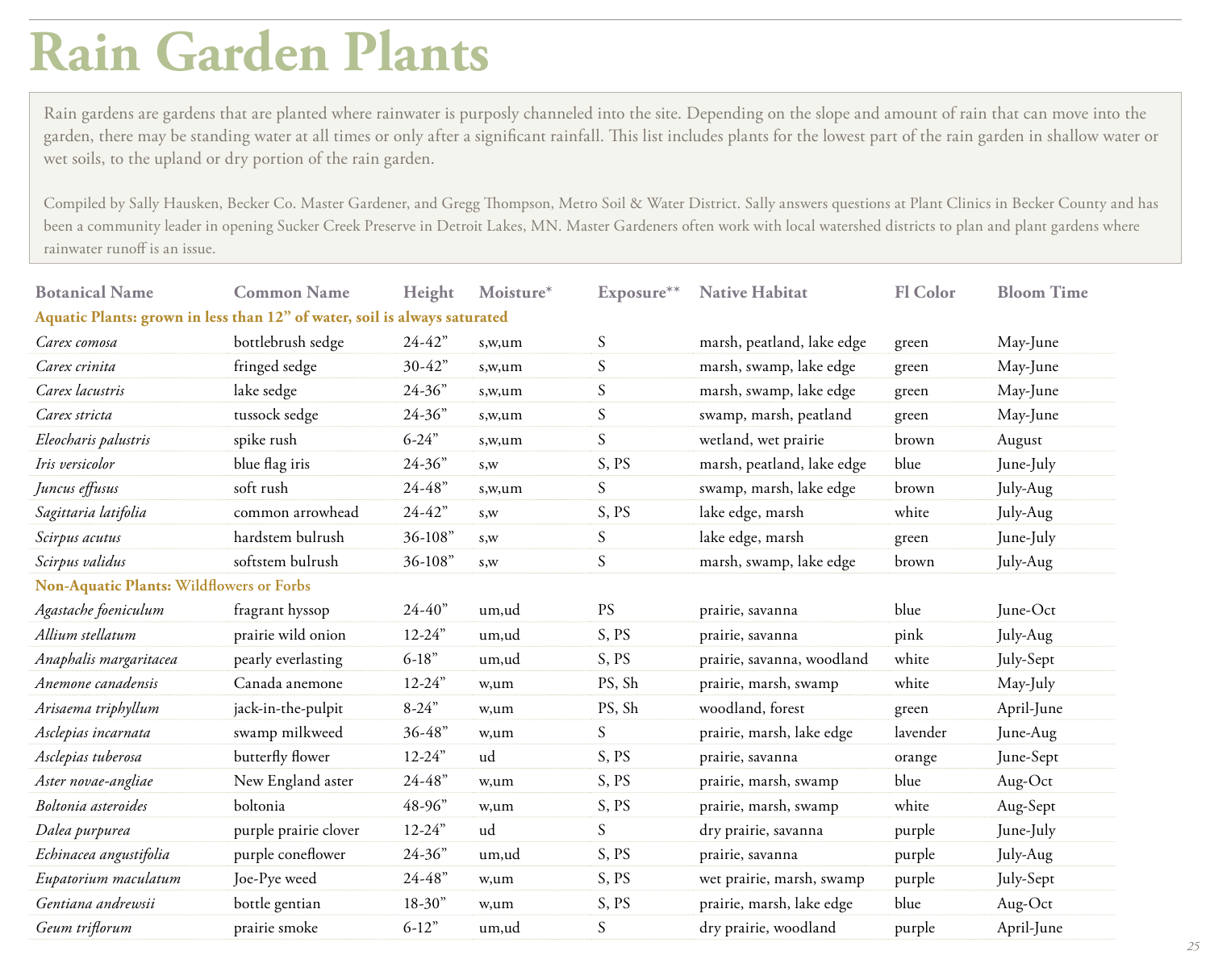# Rain Garden Plants

Rain gardens are gardens that are planted where rainwater is purposly channeled into the site. Depending on the slope and amount of rain that can move into the garden, there may be standing water at all times or only after a significant rainfall. This list includes plants for the lowest part of the rain garden in shallow water or wet soils, to the upland or dry portion of the rain garden.

Compiled by Sally Hausken, Becker Co. Master Gardener, and Gregg Thompson, Metro Soil & Water District. Sally answers questions at Plant Clinics in Becker County and has been a community leader in opening Sucker Creek Preserve in Detroit Lakes, MN. Master Gardeners often work with local watershed districts to plan and plant gardens where rainwater runoff is an issue.

| Botanical Name | Common Name | Height | Moisture* | Exposure** | Native Habitat | Fl Color | Bloom Time |
|---|---|---|---|---|---|---|---|
| **Aquatic Plants: grown in less than 12" of water, soil is always saturated** | | | | | | | |
| *Carex comosa* | bottlebrush sedge | 24-42" | s,w,um | S | marsh, peatland, lake edge | green | May-June |
| *Carex crinita* | fringed sedge | 30-42" | s,w,um | S | marsh, swamp, lake edge | green | May-June |
| *Carex lacustris* | lake sedge | 24-36" | s,w,um | S | marsh, swamp, lake edge | green | May-June |
| *Carex stricta* | tussock sedge | 24-36" | s,w,um | S | swamp, marsh, peatland | green | May-June |
| *Eleocharis palustris* | spike rush | 6-24" | s,w,um | S | wetland, wet prairie | brown | August |
| *Iris versicolor* | blue flag iris | 24-36" | s,w | S, PS | marsh, peatland, lake edge | blue | June-July |
| *Juncus effusus* | soft rush | 24-48" | s,w,um | S | swamp, marsh, lake edge | brown | July-Aug |
| *Sagittaria latifolia* | common arrowhead | 24-42" | s,w | S, PS | lake edge, marsh | white | July-Aug |
| *Scirpus acutus* | hardstem bulrush | 36-108" | s,w | S | lake edge, marsh | green | June-July |
| *Scirpus validus* | softstem bulrush | 36-108" | s,w | S | marsh, swamp, lake edge | brown | July-Aug |
| **Non-Aquatic Plants: Wildflowers or Forbs** | | | | | | | |
| *Agastache foeniculum* | fragrant hyssop | 24-40" | um,ud | PS | prairie, savanna | blue | June-Oct |
| *Allium stellatum* | prairie wild onion | 12-24" | um,ud | S, PS | prairie, savanna | pink | July-Aug |
| *Anaphalis margaritacea* | pearly everlasting | 6-18" | um,ud | S, PS | prairie, savanna, woodland | white | July-Sept |
| *Anemone canadensis* | Canada anemone | 12-24" | w,um | PS, Sh | prairie, marsh, swamp | white | May-July |
| *Arisaema triphyllum* | jack-in-the-pulpit | 8-24" | w,um | PS, Sh | woodland, forest | green | April-June |
| *Asclepias incarnata* | swamp milkweed | 36-48" | w,um | S | prairie, marsh, lake edge | lavender | June-Aug |
| *Asclepias tuberosa* | butterfly flower | 12-24" | ud | S, PS | prairie, savanna | orange | June-Sept |
| *Aster novae-angliae* | New England aster | 24-48" | w,um | S, PS | prairie, marsh, swamp | blue | Aug-Oct |
| *Boltonia asteroides* | boltonia | 48-96" | w,um | S, PS | prairie, marsh, swamp | white | Aug-Sept |
| *Dalea purpurea* | purple prairie clover | 12-24" | ud | S | dry prairie, savanna | purple | June-July |
| *Echinacea angustifolia* | purple coneflower | 24-36" | um,ud | S, PS | prairie, savanna | purple | July-Aug |
| *Eupatorium maculatum* | Joe-Pye weed | 24-48" | w,um | S, PS | wet prairie, marsh, swamp | purple | July-Sept |
| *Gentiana andrewsii* | bottle gentian | 18-30" | w,um | S, PS | prairie, marsh, lake edge | blue | Aug-Oct |
| *Geum triflorum* | prairie smoke | 6-12" | um,ud | S | dry prairie, woodland | purple | April-June |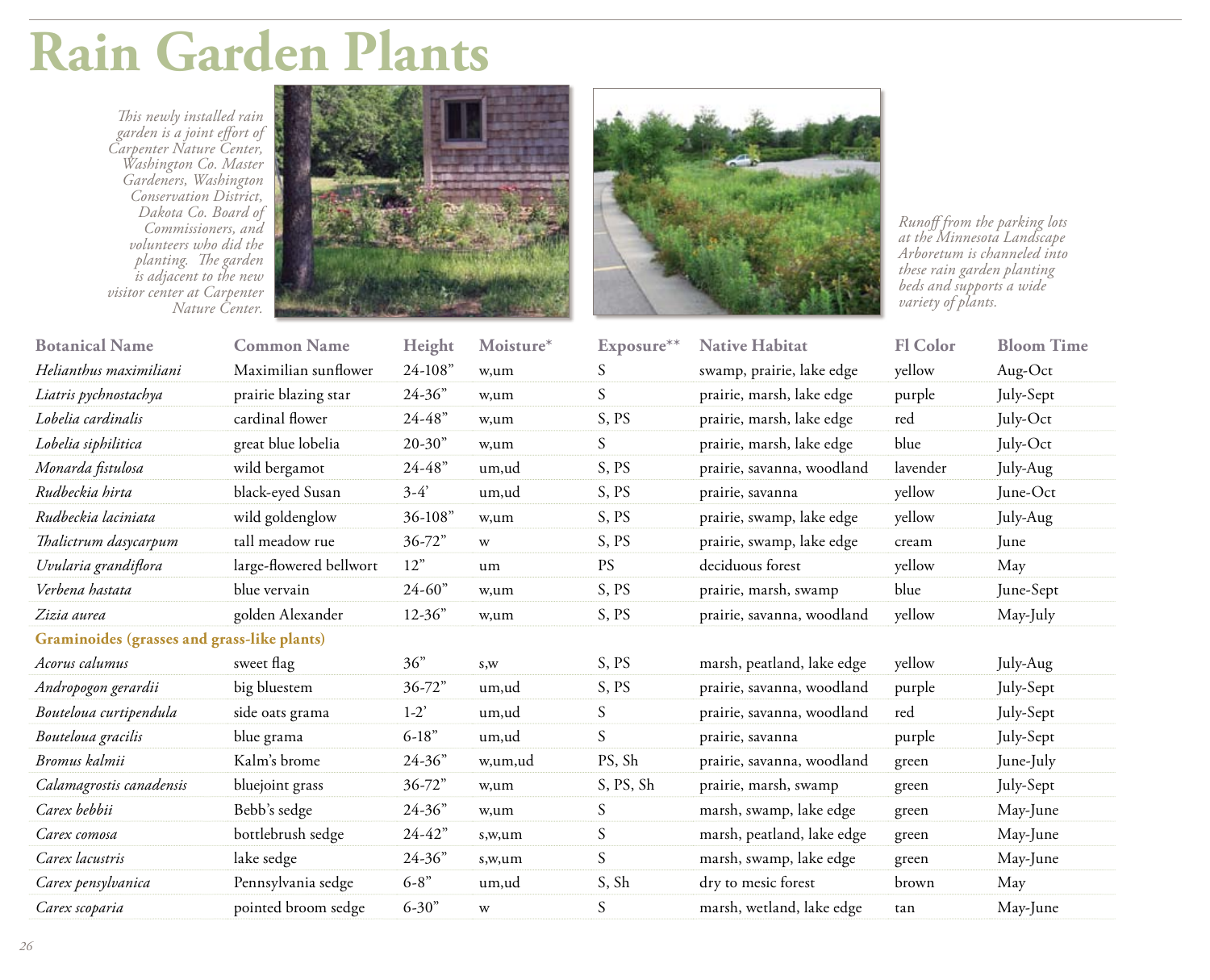# Rain Garden Plants

*This newly installed rain garden is a joint effort of Carpenter Nature Center, Washington Co. Master Gardeners, Washington Conservation District, Dakota Co. Board of Commissioners, and volunteers who did the planting. The garden is adjacent to the new visitor center at Carpenter Nature Center.*

*Runoff from the parking lots at the Minnesota Landscape Arboretum is channeled into these rain garden planting beds and supports a wide variety of plants.*

| Botanical Name | Common Name | Height | Moisture* | Exposure** | Native Habitat | Fl Color | Bloom Time |
|---|---|---|---|---|---|---|---|
| *Helianthus maximiliani* | Maximilian sunflower | 24-108" | w,um | S | swamp, prairie, lake edge | yellow | Aug-Oct |
| *Liatris pychnostachya* | prairie blazing star | 24-36" | w,um | S | prairie, marsh, lake edge | purple | July-Sept |
| *Lobelia cardinalis* | cardinal flower | 24-48" | w,um | S, PS | prairie, marsh, lake edge | red | July-Oct |
| *Lobelia siphilitica* | great blue lobelia | 20-30" | w,um | S | prairie, marsh, lake edge | blue | July-Oct |
| *Monarda fistulosa* | wild bergamot | 24-48" | um,ud | S, PS | prairie, savanna, woodland | lavender | July-Aug |
| *Rudbeckia hirta* | black-eyed Susan | 3-4' | um,ud | S, PS | prairie, savanna | yellow | June-Oct |
| *Rudbeckia laciniata* | wild goldenglow | 36-108" | w,um | S, PS | prairie, swamp, lake edge | yellow | July-Aug |
| *Thalictrum dasycarpum* | tall meadow rue | 36-72" | w | S, PS | prairie, swamp, lake edge | cream | June |
| *Uvularia grandiflora* | large-flowered bellwort | 12" | um | PS | deciduous forest | yellow | May |
| *Verbena hastata* | blue vervain | 24-60" | w,um | S, PS | prairie, marsh, swamp | blue | June-Sept |
| *Zizia aurea* | golden Alexander | 12-36" | w,um | S, PS | prairie, savanna, woodland | yellow | May-July |
| **Graminoides (grasses and grass-like plants)** | | | | | | | |
| *Acorus calumus* | sweet flag | 36" | s,w | S, PS | marsh, peatland, lake edge | yellow | July-Aug |
| *Andropogon gerardii* | big bluestem | 36-72" | um,ud | S, PS | prairie, savanna, woodland | purple | July-Sept |
| *Bouteloua curtipendula* | side oats grama | 1-2' | um,ud | S | prairie, savanna, woodland | red | July-Sept |
| *Bouteloua gracilis* | blue grama | 6-18" | um,ud | S | prairie, savanna | purple | July-Sept |
| *Bromus kalmii* | Kalm's brome | 24-36" | w,um,ud | PS, Sh | prairie, savanna, woodland | green | June-July |
| *Calamagrostis canadensis* | bluejoint grass | 36-72" | w,um | S, PS, Sh | prairie, marsh, swamp | green | July-Sept |
| *Carex bebbii* | Bebb's sedge | 24-36" | w,um | S | marsh, swamp, lake edge | green | May-June |
| *Carex comosa* | bottlebrush sedge | 24-42" | s,w,um | S | marsh, peatland, lake edge | green | May-June |
| *Carex lacustris* | lake sedge | 24-36" | s,w,um | S | marsh, swamp, lake edge | green | May-June |
| *Carex pensylvanica* | Pennsylvania sedge | 6-8" | um,ud | S, Sh | dry to mesic forest | brown | May |
| *Carex scoparia* | pointed broom sedge | 6-30" | w | S | marsh, wetland, lake edge | tan | May-June |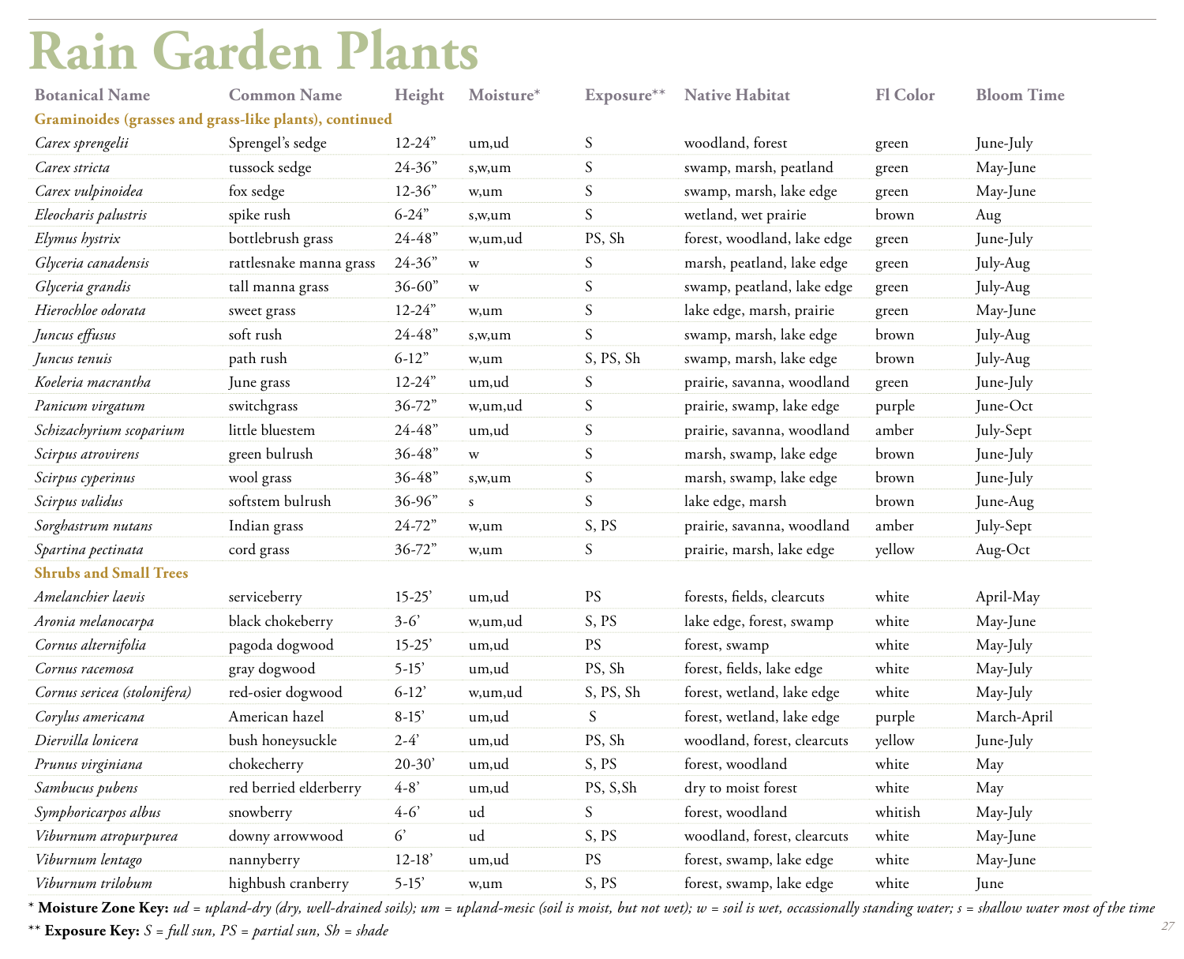# Rain Garden Plants

| Botanical Name | Common Name | Height | Moisture* | Exposure** | Native Habitat | Fl Color | Bloom Time |
|---|---|---|---|---|---|---|---|
| **Graminoides (grasses and grass-like plants), continued** | | | | | | | |
| *Carex sprengelii* | Sprengel's sedge | 12-24" | um,ud | S | woodland, forest | green | June-July |
| *Carex stricta* | tussock sedge | 24-36" | s,w,um | S | swamp, marsh, peatland | green | May-June |
| *Carex vulpinoidea* | fox sedge | 12-36" | w,um | S | swamp, marsh, lake edge | green | May-June |
| *Eleocharis palustris* | spike rush | 6-24" | s,w,um | S | wetland, wet prairie | brown | Aug |
| *Elymus hystrix* | bottlebrush grass | 24-48" | w,um,ud | PS, Sh | forest, woodland, lake edge | green | June-July |
| *Glyceria canadensis* | rattlesnake manna grass | 24-36" | w | S | marsh, peatland, lake edge | green | July-Aug |
| *Glyceria grandis* | tall manna grass | 36-60" | w | S | swamp, peatland, lake edge | green | July-Aug |
| *Hierochloe odorata* | sweet grass | 12-24" | w,um | S | lake edge, marsh, prairie | green | May-June |
| *Juncus effusus* | soft rush | 24-48" | s,w,um | S | swamp, marsh, lake edge | brown | July-Aug |
| *Juncus tenuis* | path rush | 6-12" | w,um | S, PS, Sh | swamp, marsh, lake edge | brown | July-Aug |
| *Koeleria macrantha* | June grass | 12-24" | um,ud | S | prairie, savanna, woodland | green | June-July |
| *Panicum virgatum* | switchgrass | 36-72" | w,um,ud | S | prairie, swamp, lake edge | purple | June-Oct |
| *Schizachyrium scoparium* | little bluestem | 24-48" | um,ud | S | prairie, savanna, woodland | amber | July-Sept |
| *Scirpus atrovirens* | green bulrush | 36-48" | w | S | marsh, swamp, lake edge | brown | June-July |
| *Scirpus cyperinus* | wool grass | 36-48" | s,w,um | S | marsh, swamp, lake edge | brown | June-July |
| *Scirpus validus* | softstem bulrush | 36-96" | s | S | lake edge, marsh | brown | June-Aug |
| *Sorghastrum nutans* | Indian grass | 24-72" | w,um | S, PS | prairie, savanna, woodland | amber | July-Sept |
| *Spartina pectinata* | cord grass | 36-72" | w,um | S | prairie, marsh, lake edge | yellow | Aug-Oct |
| **Shrubs and Small Trees** | | | | | | | |
| *Amelanchier laevis* | serviceberry | 15-25' | um,ud | PS | forests, fields, clearcuts | white | April-May |
| *Aronia melanocarpa* | black chokeberry | 3-6' | w,um,ud | S, PS | lake edge, forest, swamp | white | May-June |
| *Cornus alternifolia* | pagoda dogwood | 15-25' | um,ud | PS | forest, swamp | white | May-July |
| *Cornus racemosa* | gray dogwood | 5-15' | um,ud | PS, Sh | forest, fields, lake edge | white | May-July |
| *Cornus sericea (stolonifera)* | red-osier dogwood | 6-12' | w,um,ud | S, PS, Sh | forest, wetland, lake edge | white | May-July |
| *Corylus americana* | American hazel | 8-15' | um,ud | S | forest, wetland, lake edge | purple | March-April |
| *Diervilla lonicera* | bush honeysuckle | 2-4' | um,ud | PS, Sh | woodland, forest, clearcuts | yellow | June-July |
| *Prunus virginiana* | chokecherry | 20-30' | um,ud | S, PS | forest, woodland | white | May |
| *Sambucus pubens* | red berried elderberry | 4-8' | um,ud | PS, S,Sh | dry to moist forest | white | May |
| *Symphoricarpos albus* | snowberry | 4-6' | ud | S | forest, woodland | whitish | May-July |
| *Viburnum atropurpurea* | downy arrowwood | 6' | ud | S, PS | woodland, forest, clearcuts | white | May-June |
| *Viburnum lentago* | nannyberry | 12-18' | um,ud | PS | forest, swamp, lake edge | white | May-June |
| *Viburnum trilobum* | highbush cranberry | 5-15' | w,um | S, PS | forest, swamp, lake edge | white | June |

\* **Moisture Zone Key:** *ud = upland-dry (dry, well-drained soils); um = upland-mesic (soil is moist, but not wet); w = soil is wet, occassionally standing water; s = shallow water most of the time*

\*\* **Exposure Key:** *S = full sun, PS = partial sun, Sh = shade*